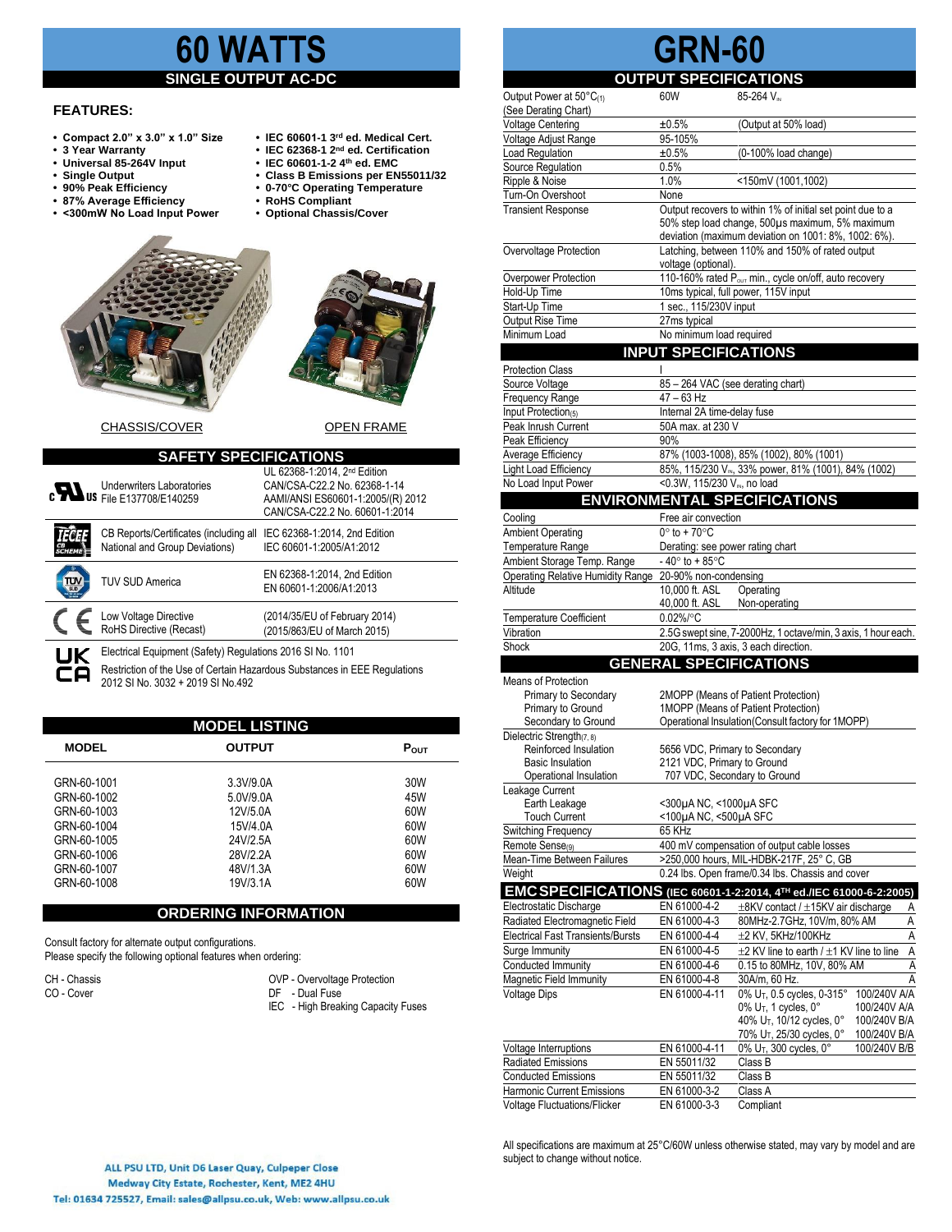# 60 WATTS

## SINGLE OUTPUT AC-DC

# GRN-60

### FEATURES:

- Compact 2.0" x 3.0" x 1.0" Size
- 3 Year Warranty
- Universal 85-264V Input
- Single Output
- 90% Peak Efficiency
- 87% Average Efficiency
- <300mW No Load Input Power
- IEC 60601-1 3rd ed. Medical Cert.
- IEC 62368-1 2nd ed. Certification
- IEC 60601-1-2 4th ed. EMC
- Class B Emissions per EN55011/32
- 0-70°C Operating Temperature
- RoHS Compliant
- Optional Chassis/Cover

CHASSIS/COVER    OPEN FRAME

## SAFETY SPECIFICATIONS

| | | |
|---|---|---|
| cULus | Underwriters Laboratories File E137708/E140259 | UL 62368-1:2014, 2nd Edition<br>CAN/CSA-C22.2 No. 62368-1-14<br>AAMI/ANSI ES60601-1:2005/(R) 2012<br>CAN/CSA-C22.2 No. 60601-1:2014 |
| IECEE CB SCHEME | CB Reports/Certificates (including all National and Group Deviations) | IEC 62368-1:2014, 2nd Edition<br>IEC 60601-1:2005/A1:2012 |
| TÜV | TUV SUD America | EN 62368-1:2014, 2nd Edition<br>EN 60601-1:2006/A1:2013 |
| CE | Low Voltage Directive<br>RoHS Directive (Recast) | (2014/35/EU of February 2014)<br>(2015/863/EU of March 2015) |
| UKCA | Electrical Equipment (Safety) Regulations 2016 SI No. 1101<br>Restriction of the Use of Certain Hazardous Substances in EEE Regulations 2012 SI No. 3032 + 2019 SI No.492 | |

## MODEL LISTING

| MODEL | OUTPUT | $P_{OUT}$ |
|---|---|---|
| GRN-60-1001 | 3.3V/9.0A | 30W |
| GRN-60-1002 | 5.0V/9.0A | 45W |
| GRN-60-1003 | 12V/5.0A | 60W |
| GRN-60-1004 | 15V/4.0A | 60W |
| GRN-60-1005 | 24V/2.5A | 60W |
| GRN-60-1006 | 28V/2.2A | 60W |
| GRN-60-1007 | 48V/1.3A | 60W |
| GRN-60-1008 | 19V/3.1A | 60W |

## ORDERING INFORMATION

Consult factory for alternate output configurations.
Please specify the following optional features when ordering:

| | |
|---|---|
| CH - Chassis | OVP - Overvoltage Protection |
| CO - Cover | DF - Dual Fuse |
| | IEC - High Breaking Capacity Fuses |

## OUTPUT SPECIFICATIONS

| | | |
|---|---|---|
| Output Power at 50°C(1) (See Derating Chart) | 60W | 85-264 $V_{IN}$ |
| Voltage Centering | ±0.5% | (Output at 50% load) |
| Voltage Adjust Range | 95-105% | |
| Load Regulation | ±0.5% | (0-100% load change) |
| Source Regulation | 0.5% | |
| Ripple & Noise | 1.0% | <150mV (1001,1002) |
| Turn-On Overshoot | None | |
| Transient Response | Output recovers to within 1% of initial set point due to a 50% step load change, 500µs maximum, 5% maximum deviation (maximum deviation on 1001: 8%, 1002: 6%). | |
| Overvoltage Protection | Latching, between 110% and 150% of rated output voltage (optional). | |
| Overpower Protection | 110-160% rated $P_{OUT}$ min., cycle on/off, auto recovery | |
| Hold-Up Time | 10ms typical, full power, 115V input | |
| Start-Up Time | 1 sec., 115/230V input | |
| Output Rise Time | 27ms typical | |
| Minimum Load | No minimum load required | |

## INPUT SPECIFICATIONS

| | |
|---|---|
| Protection Class | I |
| Source Voltage | 85 – 264 VAC (see derating chart) |
| Frequency Range | 47 – 63 Hz |
| Input Protection(5) | Internal 2A time-delay fuse |
| Peak Inrush Current | 50A max. at 230 V |
| Peak Efficiency | 90% |
| Average Efficiency | 87% (1003-1008), 85% (1002), 80% (1001) |
| Light Load Efficiency | 85%, 115/230 $V_{IN}$, 33% power, 81% (1001), 84% (1002) |
| No Load Input Power | <0.3W, 115/230 $V_{IN}$, no load |

## ENVIRONMENTAL SPECIFICATIONS

| | | |
|---|---|---|
| Cooling | Free air convection | |
| Ambient Operating Temperature Range | 0° to + 70°C<br>Derating: see power rating chart | |
| Ambient Storage Temp. Range | - 40° to + 85°C | |
| Operating Relative Humidity Range | 20-90% non-condensing | |
| Altitude | 10,000 ft. ASL<br>40,000 ft. ASL | Operating<br>Non-operating |
| Temperature Coefficient | 0.02%/°C | |
| Vibration | 2.5G swept sine, 7-2000Hz, 1 octave/min, 3 axis, 1 hour each. | |
| Shock | 20G, 11ms, 3 axis, 3 each direction. | |

## GENERAL SPECIFICATIONS

| | |
|---|---|
| Means of Protection | |
| Primary to Secondary | 2MOPP (Means of Patient Protection) |
| Primary to Ground | 1MOPP (Means of Patient Protection) |
| Secondary to Ground | Operational Insulation(Consult factory for 1MOPP) |
| Dielectric Strength(7, 8) | |
| Reinforced Insulation | 5656 VDC, Primary to Secondary |
| Basic Insulation | 2121 VDC, Primary to Ground |
| Operational Insulation | 707 VDC, Secondary to Ground |
| Leakage Current | |
| Earth Leakage | <300µA NC, <1000µA SFC |
| Touch Current | <100µA NC, <500µA SFC |
| Switching Frequency | 65 KHz |
| Remote Sense(9) | 400 mV compensation of output cable losses |
| Mean-Time Between Failures | >250,000 hours, MIL-HDBK-217F, 25° C, GB |
| Weight | 0.24 lbs. Open frame/0.34 lbs. Chassis and cover |

## EMC SPECIFICATIONS (IEC 60601-1-2:2014, 4TH ed./IEC 61000-6-2:2005)

| | | | |
|---|---|---|---|
| Electrostatic Discharge | EN 61000-4-2 | ±8KV contact / ±15KV air discharge | A |
| Radiated Electromagnetic Field | EN 61000-4-3 | 80MHz-2.7GHz, 10V/m, 80% AM | A |
| Electrical Fast Transients/Bursts | EN 61000-4-4 | ±2 KV, 5KHz/100KHz | A |
| Surge Immunity | EN 61000-4-5 | ±2 KV line to earth / ±1 KV line to line | A |
| Conducted Immunity | EN 61000-4-6 | 0.15 to 80MHz, 10V, 80% AM | A |
| Magnetic Field Immunity | EN 61000-4-8 | 30A/m, 60 Hz. | A |
| Voltage Dips | EN 61000-4-11 | 0% $U_T$, 0.5 cycles, 0-315°<br>0% $U_T$, 1 cycles, 0°<br>40% $U_T$, 10/12 cycles, 0°<br>70% $U_T$, 25/30 cycles, 0° | 100/240V A/A<br>100/240V A/A<br>100/240V B/A<br>100/240V B/A |
| Voltage Interruptions | EN 61000-4-11 | 0% $U_T$, 300 cycles, 0° | 100/240V B/B |
| Radiated Emissions | EN 55011/32 | Class B | |
| Conducted Emissions | EN 55011/32 | Class B | |
| Harmonic Current Emissions | EN 61000-3-2 | Class A | |
| Voltage Fluctuations/Flicker | EN 61000-3-3 | Compliant | |

All specifications are maximum at 25°C/60W unless otherwise stated, may vary by model and are subject to change without notice.

ALL PSU LTD, Unit D6 Laser Quay, Culpeper Close
Medway City Estate, Rochester, Kent, ME2 4HU
Tel: 01634 725527, Email: sales@allpsu.co.uk, Web: www.allpsu.co.uk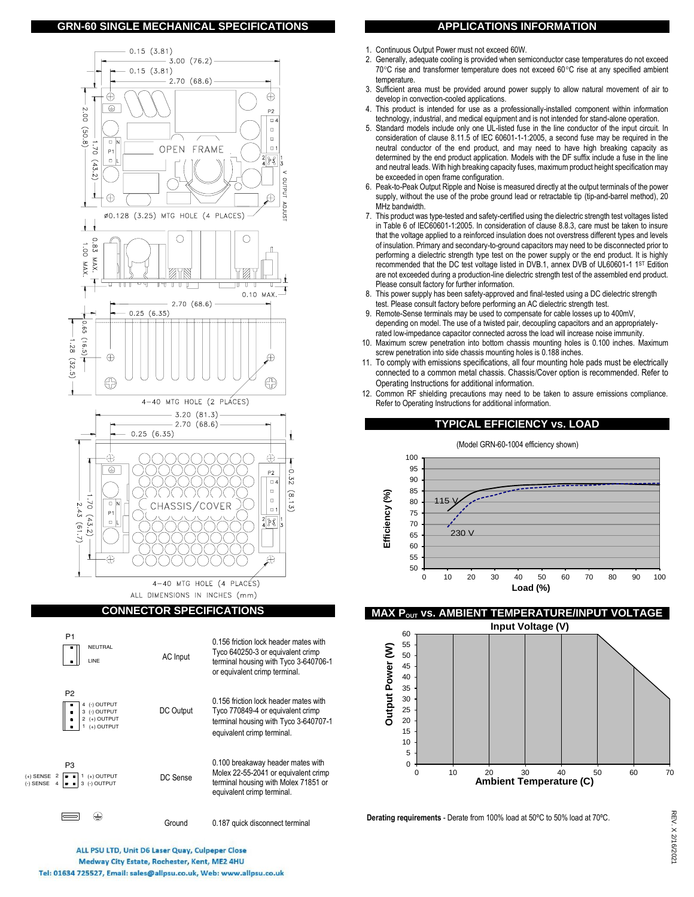## GRN-60 SINGLE MECHANICAL SPECIFICATIONS

0.15 (3.81)
3.00 (76.2)
0.15 (3.81)
2.70 (68.6)
2.00 (50.8)
1.70 (43.2)
OPEN FRAME
P1
P2
P3
V OUTPUT ADJUST
Ø0.128 (3.25) MTG HOLE (4 PLACES)
0.83 MAX.
1.00 MAX.
0.10 MAX.
2.70 (68.6)
0.25 (6.35)
0.65 (16.5)
1.28 (32.5)
4-40 MTG HOLE (2 PLACES)
3.20 (81.3)
2.70 (68.6)
0.25 (6.35)
0.32 (8.13)
1.70 (43.2)
2.43 (61.7)
CHASSIS/COVER
4-40 MTG HOLE (4 PLACES)
ALL DIMENSIONS IN INCHES (mm)

## CONNECTOR SPECIFICATIONS

| Connector | Pins | Function | Description |
|---|---|---|---|
| P1 | NEUTRAL, LINE | AC Input | 0.156 friction lock header mates with Tyco 640250-3 or equivalent crimp terminal housing with Tyco 3-640706-1 or equivalent crimp terminal. |
| P2 | 4 (-) OUTPUT, 3 (-) OUTPUT, 2 (+) OUTPUT, 1 (+) OUTPUT | DC Output | 0.156 friction lock header mates with Tyco 770849-4 or equivalent crimp terminal housing with Tyco 3-640707-1 equivalent crimp terminal. |
| P3 | (+) SENSE 2, (-) SENSE 4, 1 (+) OUTPUT, 3 (-) OUTPUT | DC Sense | 0.100 breakaway header mates with Molex 22-55-2041 or equivalent crimp terminal housing with Molex 71851 or equivalent crimp terminal. |
| | | Ground | 0.187 quick disconnect terminal |

ALL PSU LTD, Unit D6 Laser Quay, Culpeper Close
Medway City Estate, Rochester, Kent, ME2 4HU
Tel: 01634 725527, Email: sales@allpsu.co.uk, Web: www.allpsu.co.uk

## APPLICATIONS INFORMATION

1. Continuous Output Power must not exceed 60W.
2. Generally, adequate cooling is provided when semiconductor case temperatures do not exceed 70°C rise and transformer temperature does not exceed 60°C rise at any specified ambient temperature.
3. Sufficient area must be provided around power supply to allow natural movement of air to develop in convection-cooled applications.
4. This product is intended for use as a professionally-installed component within information technology, industrial, and medical equipment and is not intended for stand-alone operation.
5. Standard models include only one UL-listed fuse in the line conductor of the input circuit. In consideration of clause 8.11.5 of IEC 60601-1-1:2005, a second fuse may be required in the neutral conductor of the end product, and may need to have high breaking capacity as determined by the end product application. Models with the DF suffix include a fuse in the line and neutral leads. With high breaking capacity fuses, maximum product height specification may be exceeded in open frame configuration.
6. Peak-to-Peak Output Ripple and Noise is measured directly at the output terminals of the power supply, without the use of the probe ground lead or retractable tip (tip-and-barrel method), 20 MHz bandwidth.
7. This product was type-tested and safety-certified using the dielectric strength test voltages listed in Table 6 of IEC60601-1:2005. In consideration of clause 8.8.3, care must be taken to insure that the voltage applied to a reinforced insulation does not overstress different types and levels of insulation. Primary and secondary-to-ground capacitors may need to be disconnected prior to performing a dielectric strength type test on the power supply or the end product. It is highly recommended that the DC test voltage listed in DVB.1, annex DVB of UL60601-1 1ST Edition are not exceeded during a production-line dielectric strength test of the assembled end product. Please consult factory for further information.
8. This power supply has been safety-approved and final-tested using a DC dielectric strength test. Please consult factory before performing an AC dielectric strength test.
9. Remote-Sense terminals may be used to compensate for cable losses up to 400mV, depending on model. The use of a twisted pair, decoupling capacitors and an appropriately-rated low-impedance capacitor connected across the load will increase noise immunity.
10. Maximum screw penetration into bottom chassis mounting holes is 0.100 inches. Maximum screw penetration into side chassis mounting holes is 0.188 inches.
11. To comply with emissions specifications, all four mounting hole pads must be electrically connected to a common metal chassis. Chassis/Cover option is recommended. Refer to Operating Instructions for additional information.
12. Common RF shielding precautions may need to be taken to assure emissions compliance. Refer to Operating Instructions for additional information.

## TYPICAL EFFICIENCY vs. LOAD

(Model GRN-60-1004 efficiency shown)

Efficiency (%)
100, 95, 90, 85, 80, 75, 70, 65, 60, 55, 50
115 V
230 V
0, 10, 20, 30, 40, 50, 60, 70, 80, 90, 100
Load (%)

## MAX $P_{OUT}$ vs. AMBIENT TEMPERATURE/INPUT VOLTAGE

Input Voltage (V)
Output Power (W)
60, 55, 50, 45, 40, 35, 30, 25, 20, 15, 10, 5, 0
0, 10, 20, 30, 40, 50, 60, 70
Ambient Temperature (C)

**Derating requirements** - Derate from 100% load at 50ºC to 50% load at 70ºC.

REV. X 2/16/2021